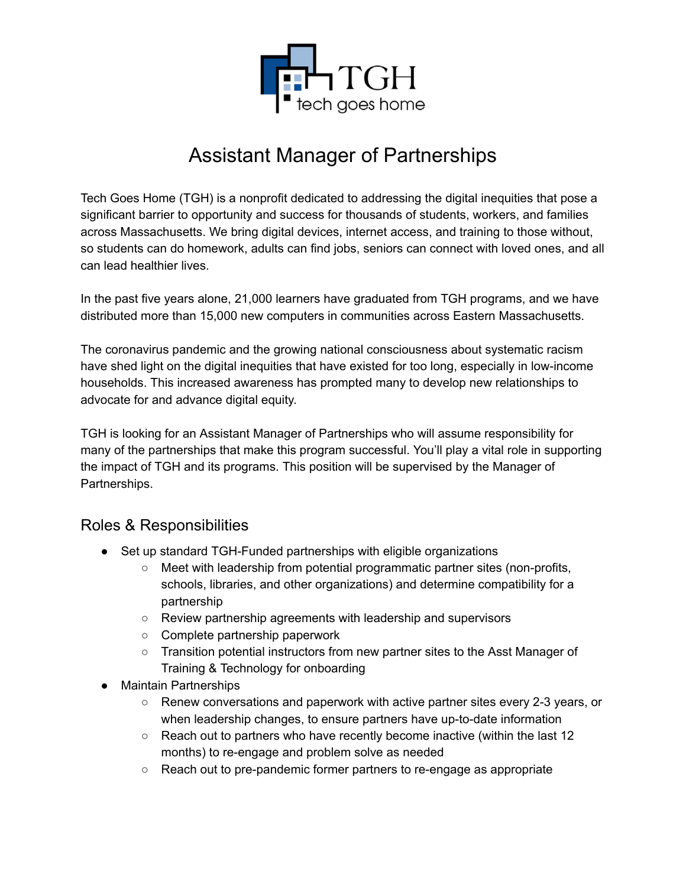TGH
tech goes home

# Assistant Manager of Partnerships

Tech Goes Home (TGH) is a nonprofit dedicated to addressing the digital inequities that pose a significant barrier to opportunity and success for thousands of students, workers, and families across Massachusetts. We bring digital devices, internet access, and training to those without, so students can do homework, adults can find jobs, seniors can connect with loved ones, and all can lead healthier lives.

In the past five years alone, 21,000 learners have graduated from TGH programs, and we have distributed more than 15,000 new computers in communities across Eastern Massachusetts.

The coronavirus pandemic and the growing national consciousness about systematic racism have shed light on the digital inequities that have existed for too long, especially in low-income households. This increased awareness has prompted many to develop new relationships to advocate for and advance digital equity.

TGH is looking for an Assistant Manager of Partnerships who will assume responsibility for many of the partnerships that make this program successful. You'll play a vital role in supporting the impact of TGH and its programs. This position will be supervised by the Manager of Partnerships.

## Roles & Responsibilities

- Set up standard TGH-Funded partnerships with eligible organizations
  - Meet with leadership from potential programmatic partner sites (non-profits, schools, libraries, and other organizations) and determine compatibility for a partnership
  - Review partnership agreements with leadership and supervisors
  - Complete partnership paperwork
  - Transition potential instructors from new partner sites to the Asst Manager of Training & Technology for onboarding
- Maintain Partnerships
  - Renew conversations and paperwork with active partner sites every 2-3 years, or when leadership changes, to ensure partners have up-to-date information
  - Reach out to partners who have recently become inactive (within the last 12 months) to re-engage and problem solve as needed
  - Reach out to pre-pandemic former partners to re-engage as appropriate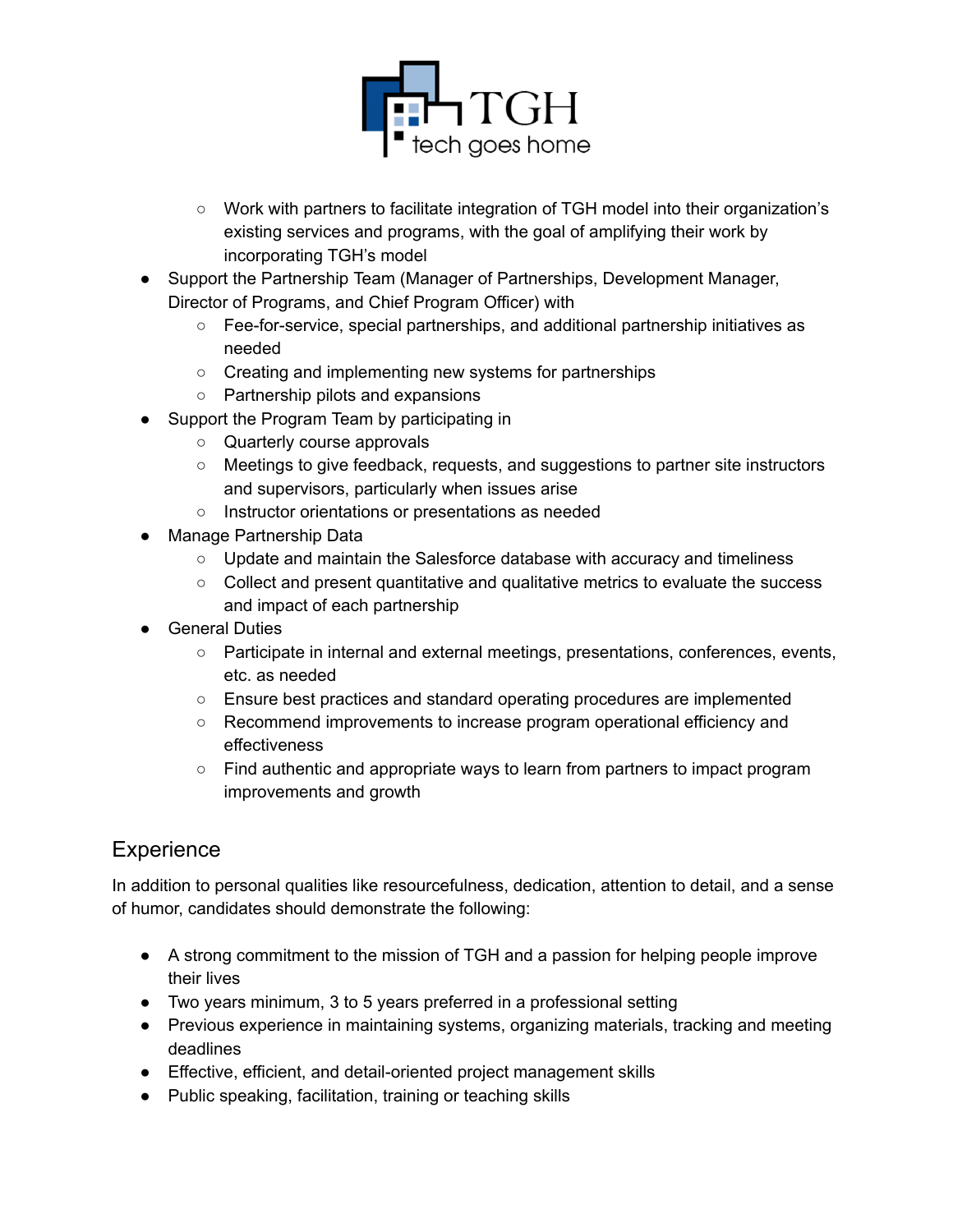- Work with partners to facilitate integration of TGH model into their organization's existing services and programs, with the goal of amplifying their work by incorporating TGH's model
- Support the Partnership Team (Manager of Partnerships, Development Manager, Director of Programs, and Chief Program Officer) with
    - Fee-for-service, special partnerships, and additional partnership initiatives as needed
    - Creating and implementing new systems for partnerships
    - Partnership pilots and expansions
- Support the Program Team by participating in
    - Quarterly course approvals
    - Meetings to give feedback, requests, and suggestions to partner site instructors and supervisors, particularly when issues arise
    - Instructor orientations or presentations as needed
- Manage Partnership Data
    - Update and maintain the Salesforce database with accuracy and timeliness
    - Collect and present quantitative and qualitative metrics to evaluate the success and impact of each partnership
- General Duties
    - Participate in internal and external meetings, presentations, conferences, events, etc. as needed
    - Ensure best practices and standard operating procedures are implemented
    - Recommend improvements to increase program operational efficiency and effectiveness
    - Find authentic and appropriate ways to learn from partners to impact program improvements and growth

## Experience

In addition to personal qualities like resourcefulness, dedication, attention to detail, and a sense of humor, candidates should demonstrate the following:

- A strong commitment to the mission of TGH and a passion for helping people improve their lives
- Two years minimum, 3 to 5 years preferred in a professional setting
- Previous experience in maintaining systems, organizing materials, tracking and meeting deadlines
- Effective, efficient, and detail-oriented project management skills
- Public speaking, facilitation, training or teaching skills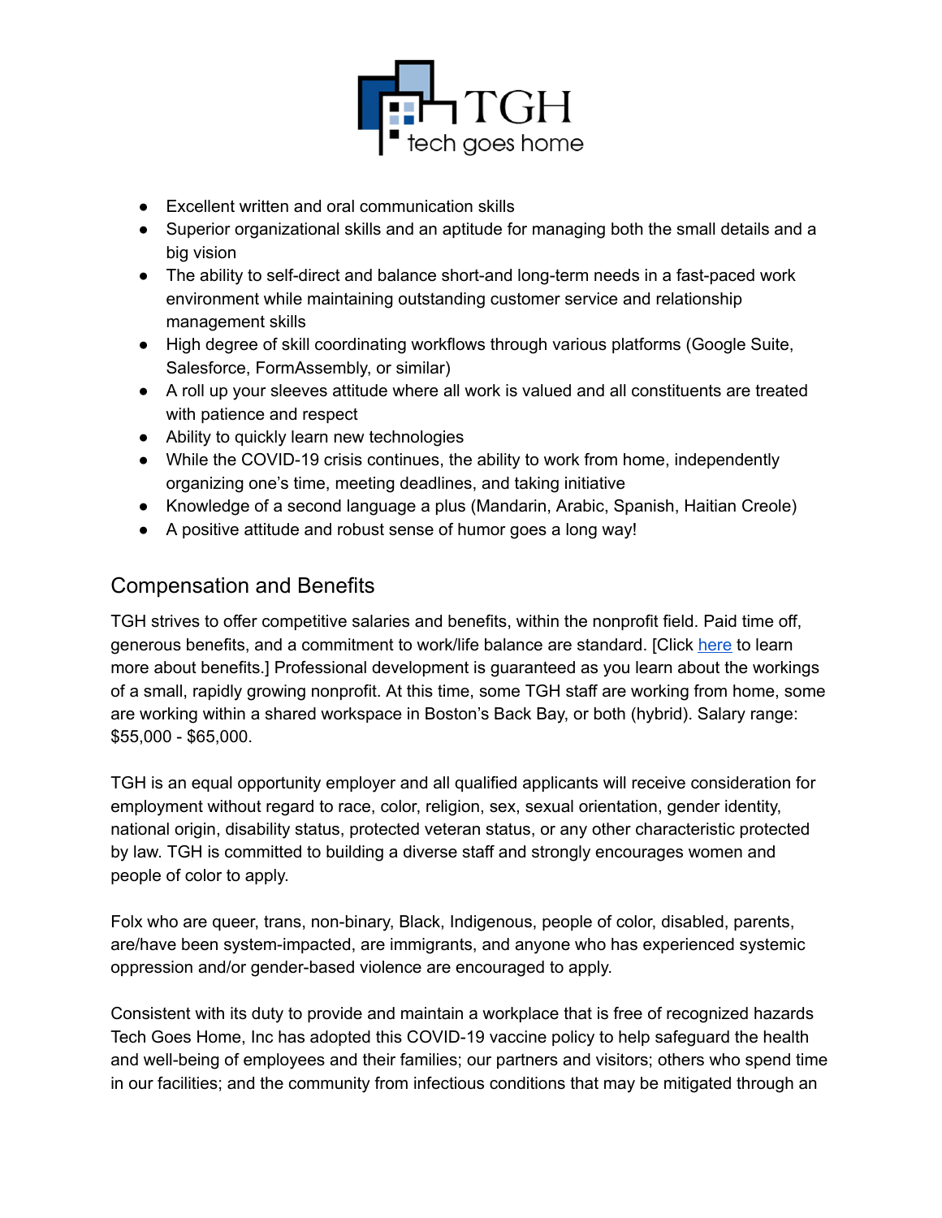- Excellent written and oral communication skills
- Superior organizational skills and an aptitude for managing both the small details and a big vision
- The ability to self-direct and balance short-and long-term needs in a fast-paced work environment while maintaining outstanding customer service and relationship management skills
- High degree of skill coordinating workflows through various platforms (Google Suite, Salesforce, FormAssembly, or similar)
- A roll up your sleeves attitude where all work is valued and all constituents are treated with patience and respect
- Ability to quickly learn new technologies
- While the COVID-19 crisis continues, the ability to work from home, independently organizing one's time, meeting deadlines, and taking initiative
- Knowledge of a second language a plus (Mandarin, Arabic, Spanish, Haitian Creole)
- A positive attitude and robust sense of humor goes a long way!

## Compensation and Benefits

TGH strives to offer competitive salaries and benefits, within the nonprofit field. Paid time off, generous benefits, and a commitment to work/life balance are standard. [Click here to learn more about benefits.] Professional development is guaranteed as you learn about the workings of a small, rapidly growing nonprofit. At this time, some TGH staff are working from home, some are working within a shared workspace in Boston's Back Bay, or both (hybrid). Salary range: $55,000 - $65,000.

TGH is an equal opportunity employer and all qualified applicants will receive consideration for employment without regard to race, color, religion, sex, sexual orientation, gender identity, national origin, disability status, protected veteran status, or any other characteristic protected by law. TGH is committed to building a diverse staff and strongly encourages women and people of color to apply.

Folx who are queer, trans, non-binary, Black, Indigenous, people of color, disabled, parents, are/have been system-impacted, are immigrants, and anyone who has experienced systemic oppression and/or gender-based violence are encouraged to apply.

Consistent with its duty to provide and maintain a workplace that is free of recognized hazards Tech Goes Home, Inc has adopted this COVID-19 vaccine policy to help safeguard the health and well-being of employees and their families; our partners and visitors; others who spend time in our facilities; and the community from infectious conditions that may be mitigated through an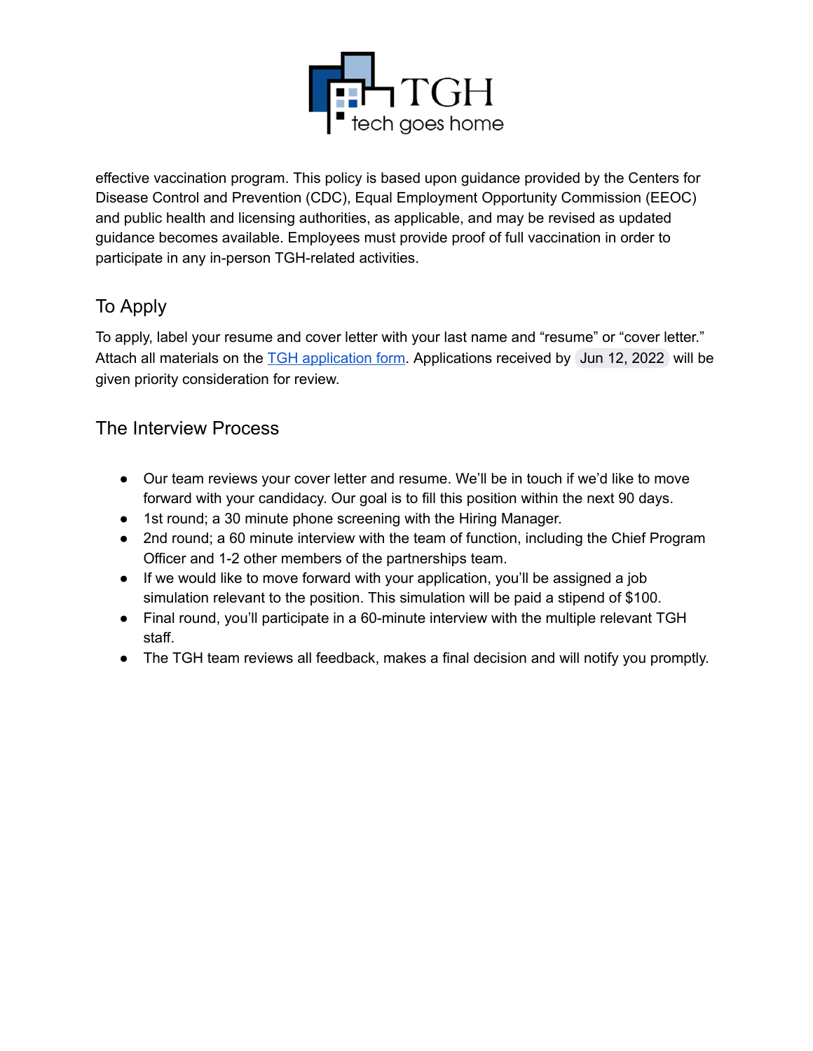effective vaccination program. This policy is based upon guidance provided by the Centers for Disease Control and Prevention (CDC), Equal Employment Opportunity Commission (EEOC) and public health and licensing authorities, as applicable, and may be revised as updated guidance becomes available. Employees must provide proof of full vaccination in order to participate in any in-person TGH-related activities.

## To Apply

To apply, label your resume and cover letter with your last name and "resume" or "cover letter." Attach all materials on the TGH application form. Applications received by Jun 12, 2022 will be given priority consideration for review.

## The Interview Process

- Our team reviews your cover letter and resume. We'll be in touch if we'd like to move forward with your candidacy. Our goal is to fill this position within the next 90 days.
- 1st round; a 30 minute phone screening with the Hiring Manager.
- 2nd round; a 60 minute interview with the team of function, including the Chief Program Officer and 1-2 other members of the partnerships team.
- If we would like to move forward with your application, you'll be assigned a job simulation relevant to the position. This simulation will be paid a stipend of $100.
- Final round, you'll participate in a 60-minute interview with the multiple relevant TGH staff.
- The TGH team reviews all feedback, makes a final decision and will notify you promptly.